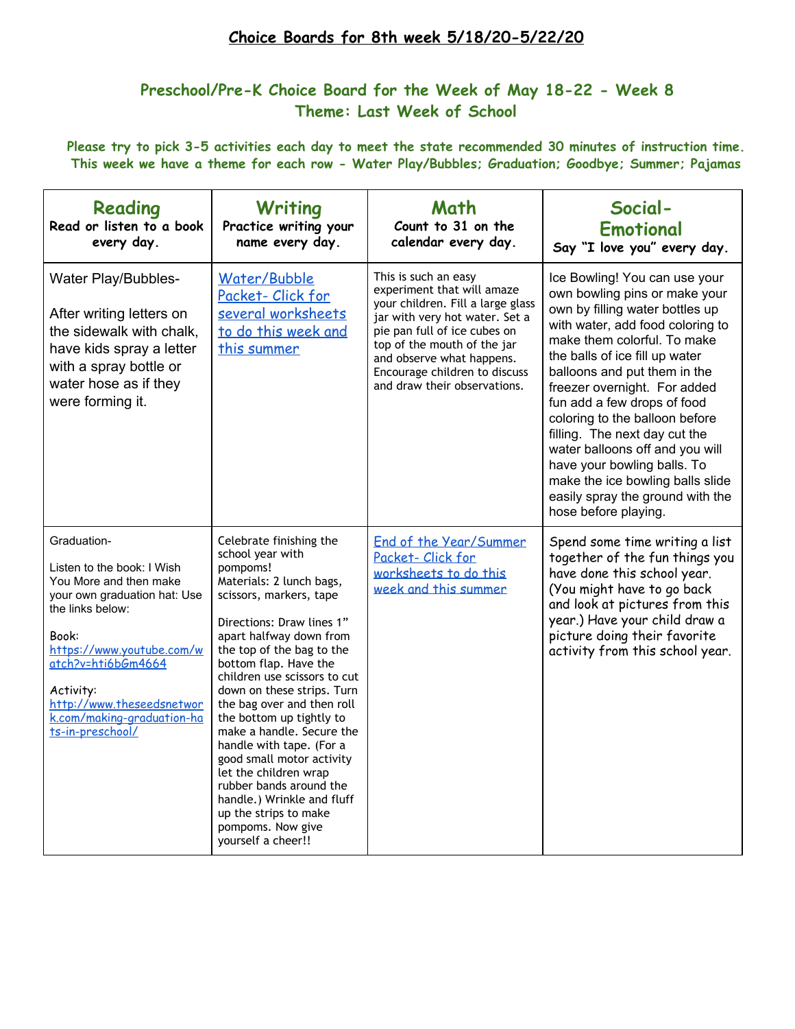## Choice Boards for 8th week 5/18/20-5/22/20

### Preschool/Pre-K Choice Board for the Week of May 18-22 - Week 8
### Theme: Last Week of School

**Please try to pick 3-5 activities each day to meet the state recommended 30 minutes of instruction time. This week we have a theme for each row - Water Play/Bubbles; Graduation; Goodbye; Summer; Pajamas**

| **Reading** Read or listen to a book every day. | **Writing** Practice writing your name every day. | **Math** Count to 31 on the calendar every day. | **Social-Emotional** Say "I love you" every day. |
|---|---|---|---|
| Water Play/Bubbles-<br><br>After writing letters on the sidewalk with chalk, have kids spray a letter with a spray bottle or water hose as if they were forming it. | Water/Bubble Packet- Click for several worksheets to do this week and this summer | This is such an easy experiment that will amaze your children. Fill a large glass jar with very hot water. Set a pie pan full of ice cubes on top of the mouth of the jar and observe what happens. Encourage children to discuss and draw their observations. | Ice Bowling! You can use your own bowling pins or make your own by filling water bottles up with water, add food coloring to make them colorful. To make the balls of ice fill up water balloons and put them in the freezer overnight. For added fun add a few drops of food coloring to the balloon before filling. The next day cut the water balloons off and you will have your bowling balls. To make the ice bowling balls slide easily spray the ground with the hose before playing. |
| Graduation-<br><br>Listen to the book: I Wish You More and then make your own graduation hat: Use the links below:<br><br>Book:<br>https://www.youtube.com/watch?v=hti6bGm4664<br><br>Activity:<br>http://www.theseedsnetwork.com/making-graduation-hats-in-preschool/ | Celebrate finishing the school year with pompoms!<br>Materials: 2 lunch bags, scissors, markers, tape<br><br>Directions: Draw lines 1" apart halfway down from the top of the bag to the bottom flap. Have the children use scissors to cut down on these strips. Turn the bag over and then roll the bottom up tightly to make a handle. Secure the handle with tape. (For a good small motor activity let the children wrap rubber bands around the handle.) Wrinkle and fluff up the strips to make pompoms. Now give yourself a cheer!! | End of the Year/Summer Packet- Click for worksheets to do this week and this summer | Spend some time writing a list together of the fun things you have done this school year. (You might have to go back and look at pictures from this year.) Have your child draw a picture doing their favorite activity from this school year. |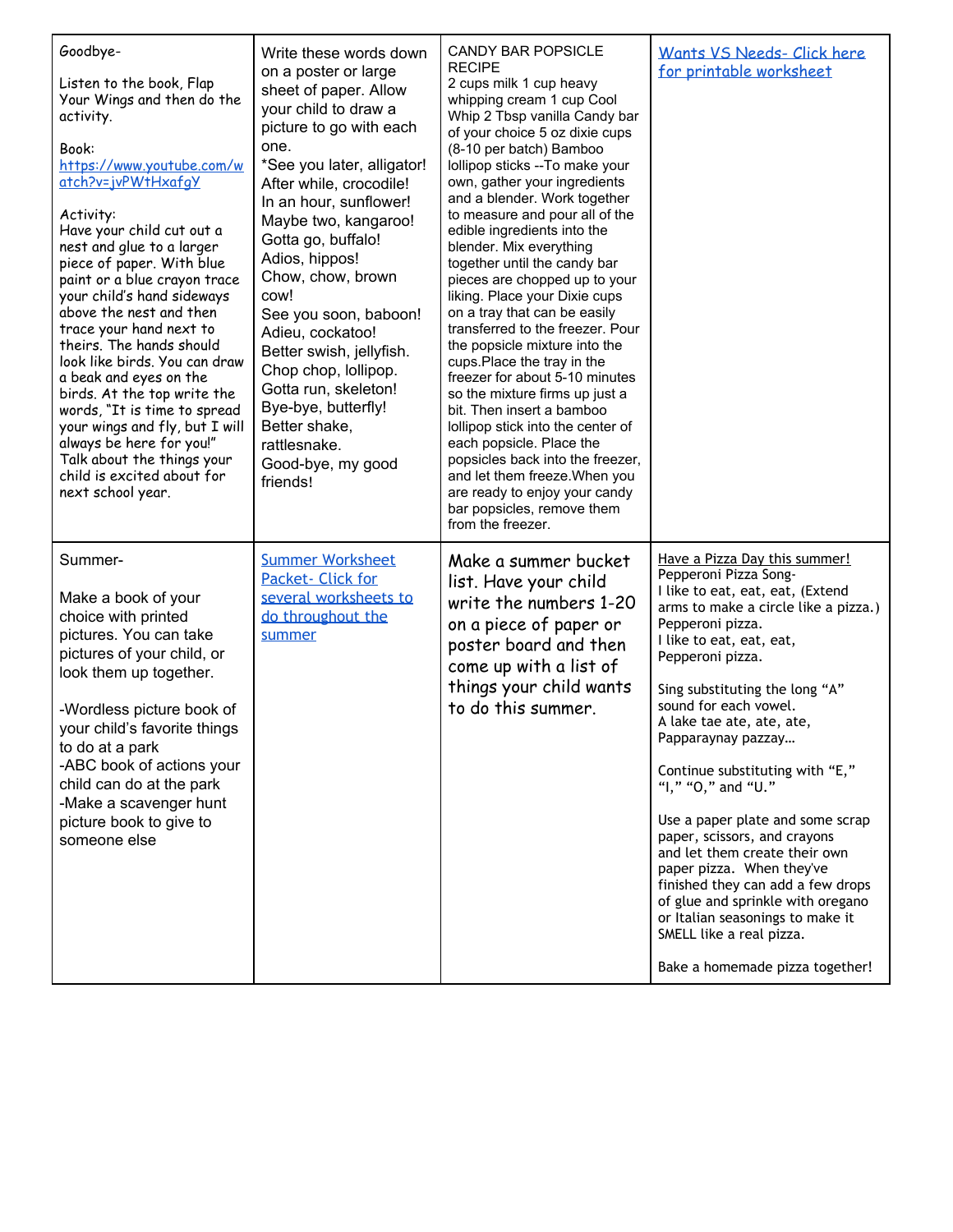| | | | |
|---|---|---|---|
| Goodbye-<br><br>Listen to the book, Flap Your Wings and then do the activity.<br><br>Book:<br>https://www.youtube.com/watch?v=jvPWtHxafgY<br><br>Activity:<br>Have your child cut out a nest and glue to a larger piece of paper. With blue paint or a blue crayon trace your child's hand sideways above the nest and then trace your hand next to theirs. The hands should look like birds. You can draw a beak and eyes on the birds. At the top write the words, "It is time to spread your wings and fly, but I will always be here for you!" Talk about the things your child is excited about for next school year. | Write these words down on a poster or large sheet of paper. Allow your child to draw a picture to go with each one.<br>*See you later, alligator!<br>After while, crocodile!<br>In an hour, sunflower!<br>Maybe two, kangaroo!<br>Gotta go, buffalo!<br>Adios, hippos!<br>Chow, chow, brown cow!<br>See you soon, baboon!<br>Adieu, cockatoo!<br>Better swish, jellyfish.<br>Chop chop, lollipop.<br>Gotta run, skeleton!<br>Bye-bye, butterfly!<br>Better shake, rattlesnake.<br>Good-bye, my good friends! | CANDY BAR POPSICLE RECIPE<br>2 cups milk 1 cup heavy whipping cream 1 cup Cool Whip 2 Tbsp vanilla Candy bar of your choice 5 oz dixie cups (8-10 per batch) Bamboo lollipop sticks --To make your own, gather your ingredients and a blender. Work together to measure and pour all of the edible ingredients into the blender. Mix everything together until the candy bar pieces are chopped up to your liking. Place your Dixie cups on a tray that can be easily transferred to the freezer. Pour the popsicle mixture into the cups.Place the tray in the freezer for about 5-10 minutes so the mixture firms up just a bit. Then insert a bamboo lollipop stick into the center of each popsicle. Place the popsicles back into the freezer, and let them freeze.When you are ready to enjoy your candy bar popsicles, remove them from the freezer. | Wants VS Needs- Click here for printable worksheet |
| Summer-<br><br>Make a book of your choice with printed pictures. You can take pictures of your child, or look them up together.<br><br>-Wordless picture book of your child's favorite things to do at a park<br>-ABC book of actions your child can do at the park<br>-Make a scavenger hunt picture book to give to someone else | Summer Worksheet Packet- Click for several worksheets to do throughout the summer | Make a summer bucket list. Have your child write the numbers 1-20 on a piece of paper or poster board and then come up with a list of things your child wants to do this summer. | Have a Pizza Day this summer!<br>Pepperoni Pizza Song-<br>I like to eat, eat, eat, (Extend arms to make a circle like a pizza.)<br>Pepperoni pizza.<br>I like to eat, eat, eat,<br>Pepperoni pizza.<br><br>Sing substituting the long "A" sound for each vowel.<br>A lake tae ate, ate, ate,<br>Papparaynay pazzay…<br><br>Continue substituting with "E," "I," "O," and "U."<br><br>Use a paper plate and some scrap paper, scissors, and crayons and let them create their own paper pizza. When they've finished they can add a few drops of glue and sprinkle with oregano or Italian seasonings to make it SMELL like a real pizza.<br><br>Bake a homemade pizza together! |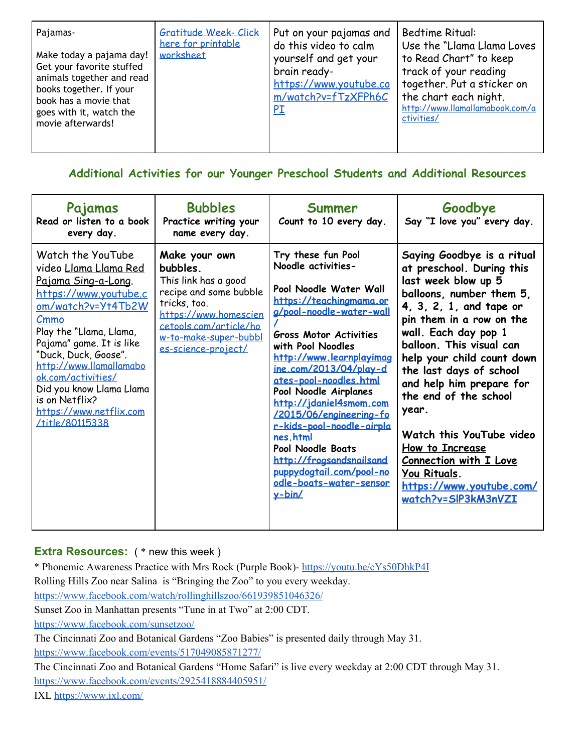| Pajamas-<br><br>Make today a pajama day! Get your favorite stuffed animals together and read books together. If your book has a movie that goes with it, watch the movie afterwards! | Gratitude Week- Click here for printable worksheet | Put on your pajamas and do this video to calm yourself and get your brain ready- https://www.youtube.com/watch?v=fTzXFPh6CPI | Bedtime Ritual:<br>Use the "Llama Llama Loves to Read Chart" to keep track of your reading together. Put a sticker on the chart each night.<br>http://www.llamallamabook.com/activities/ |
|---|---|---|---|

## Additional Activities for our Younger Preschool Students and Additional Resources

| **Pajamas**<br>**Read or listen to a book every day.** | **Bubbles**<br>**Practice writing your name every day.** | **Summer**<br>**Count to 10 every day.** | **Goodbye**<br>**Say "I love you" every day.** |
|---|---|---|---|
| Watch the YouTube video Llama Llama Red Pajama Sing-a-Long. https://www.youtube.com/watch?v=Yt4Tb2WCmmo<br>Play the "Llama, Llama, Pajama" game. It is like "Duck, Duck, Goose". http://www.llamallamabook.com/activities/<br>Did you know Llama Llama is on Netflix? https://www.netflix.com/title/80115338 | **Make your own bubbles.**<br>This link has a good recipe and some bubble tricks, too. https://www.homesciencetools.com/article/how-to-make-super-bubbles-science-project/ | **Try these fun Pool Noodle activities-**<br><br>**Pool Noodle Water Wall** https://teachingmama.org/pool-noodle-water-wall/<br>**Gross Motor Activities with Pool Noodles** http://www.learnplayimagine.com/2013/04/play-dates-pool-noodles.html<br>**Pool Noodle Airplanes** http://jdaniel4smom.com/2015/06/engineering-for-kids-pool-noodle-airplanes.html<br>**Pool Noodle Boats** http://frogsandsnailsandpuppydogtail.com/pool-noodle-boats-water-sensory-bin/ | **Saying Goodbye is a ritual at preschool. During this last week blow up 5 balloons, number them 5, 4, 3, 2, 1, and tape or pin them in a row on the wall. Each day pop 1 balloon. This visual can help your child count down the last days of school and help him prepare for the end of the school year.**<br><br>**Watch this YouTube video How to Increase Connection with I Love You Rituals. https://www.youtube.com/watch?v=SlP3kM3nVZI** |

### Extra Resources: ( * new this week )

\* Phonemic Awareness Practice with Mrs Rock (Purple Book)- https://youtu.be/cYs50DhkP4I

Rolling Hills Zoo near Salina is "Bringing the Zoo" to you every weekday. https://www.facebook.com/watch/rollinghillszoo/661939851046326/

Sunset Zoo in Manhattan presents "Tune in at Two" at 2:00 CDT. https://www.facebook.com/sunsetzoo/

The Cincinnati Zoo and Botanical Gardens "Zoo Babies" is presented daily through May 31. https://www.facebook.com/events/517049085871277/

The Cincinnati Zoo and Botanical Gardens "Home Safari" is live every weekday at 2:00 CDT through May 31. https://www.facebook.com/events/2925418884405951/

IXL https://www.ixl.com/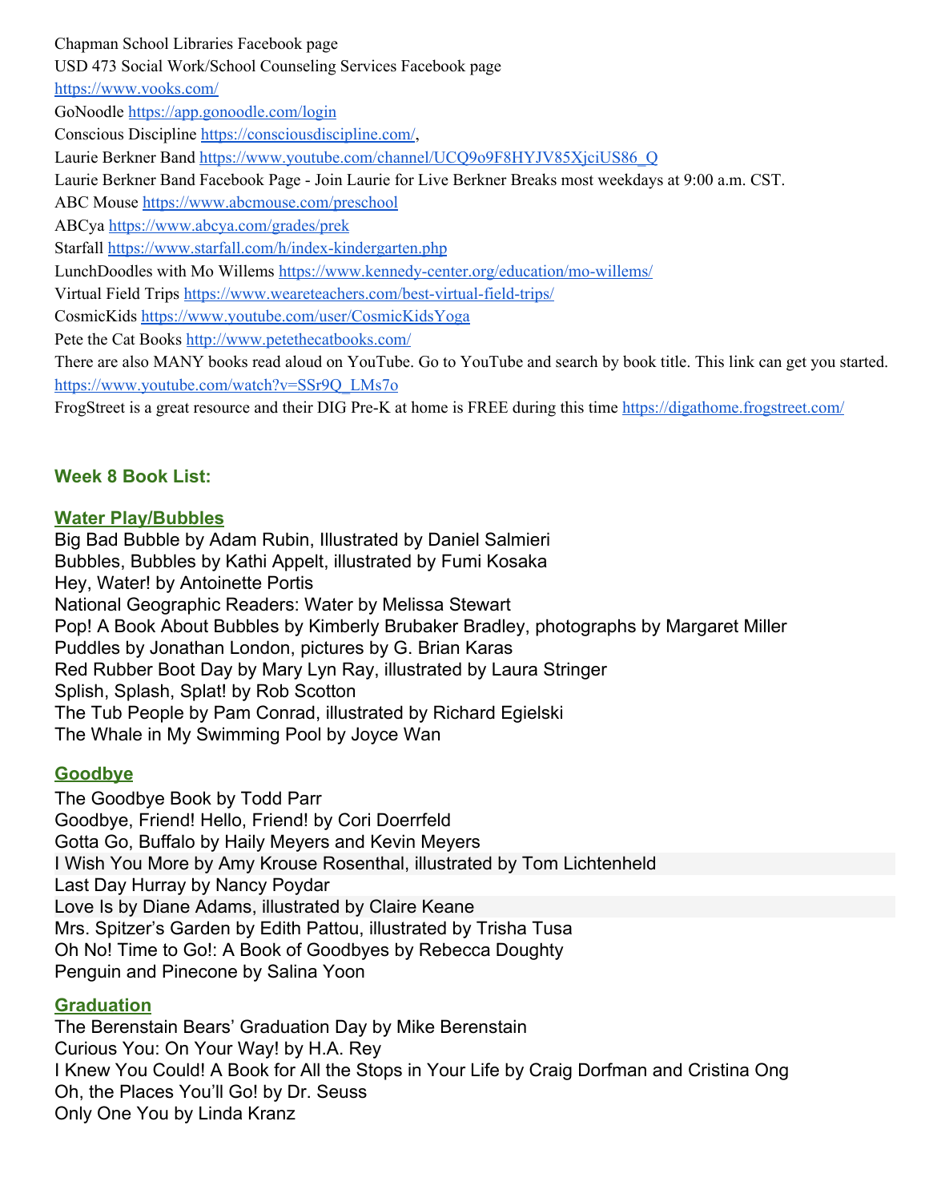Chapman School Libraries Facebook page
USD 473 Social Work/School Counseling Services Facebook page
https://www.vooks.com/
GoNoodle https://app.gonoodle.com/login
Conscious Discipline https://consciousdiscipline.com/,
Laurie Berkner Band https://www.youtube.com/channel/UCQ9o9F8HYJV85XjciUS86_Q
Laurie Berkner Band Facebook Page - Join Laurie for Live Berkner Breaks most weekdays at 9:00 a.m. CST.
ABC Mouse https://www.abcmouse.com/preschool
ABCya https://www.abcya.com/grades/prek
Starfall https://www.starfall.com/h/index-kindergarten.php
LunchDoodles with Mo Willems https://www.kennedy-center.org/education/mo-willems/
Virtual Field Trips https://www.weareteachers.com/best-virtual-field-trips/
CosmicKids https://www.youtube.com/user/CosmicKidsYoga
Pete the Cat Books http://www.petethecatbooks.com/
There are also MANY books read aloud on YouTube. Go to YouTube and search by book title. This link can get you started. https://www.youtube.com/watch?v=SSr9Q_LMs7o
FrogStreet is a great resource and their DIG Pre-K at home is FREE during this time https://digathome.frogstreet.com/

## Week 8 Book List:

### Water Play/Bubbles

Big Bad Bubble by Adam Rubin, Illustrated by Daniel Salmieri
Bubbles, Bubbles by Kathi Appelt, illustrated by Fumi Kosaka
Hey, Water! by Antoinette Portis
National Geographic Readers: Water by Melissa Stewart
Pop! A Book About Bubbles by Kimberly Brubaker Bradley, photographs by Margaret Miller
Puddles by Jonathan London, pictures by G. Brian Karas
Red Rubber Boot Day by Mary Lyn Ray, illustrated by Laura Stringer
Splish, Splash, Splat! by Rob Scotton
The Tub People by Pam Conrad, illustrated by Richard Egielski
The Whale in My Swimming Pool by Joyce Wan

### Goodbye

The Goodbye Book by Todd Parr
Goodbye, Friend! Hello, Friend! by Cori Doerrfeld
Gotta Go, Buffalo by Haily Meyers and Kevin Meyers
I Wish You More by Amy Krouse Rosenthal, illustrated by Tom Lichtenheld
Last Day Hurray by Nancy Poydar
Love Is by Diane Adams, illustrated by Claire Keane
Mrs. Spitzer's Garden by Edith Pattou, illustrated by Trisha Tusa
Oh No! Time to Go!: A Book of Goodbyes by Rebecca Doughty
Penguin and Pinecone by Salina Yoon

### Graduation

The Berenstain Bears' Graduation Day by Mike Berenstain
Curious You: On Your Way! by H.A. Rey
I Knew You Could! A Book for All the Stops in Your Life by Craig Dorfman and Cristina Ong
Oh, the Places You'll Go! by Dr. Seuss
Only One You by Linda Kranz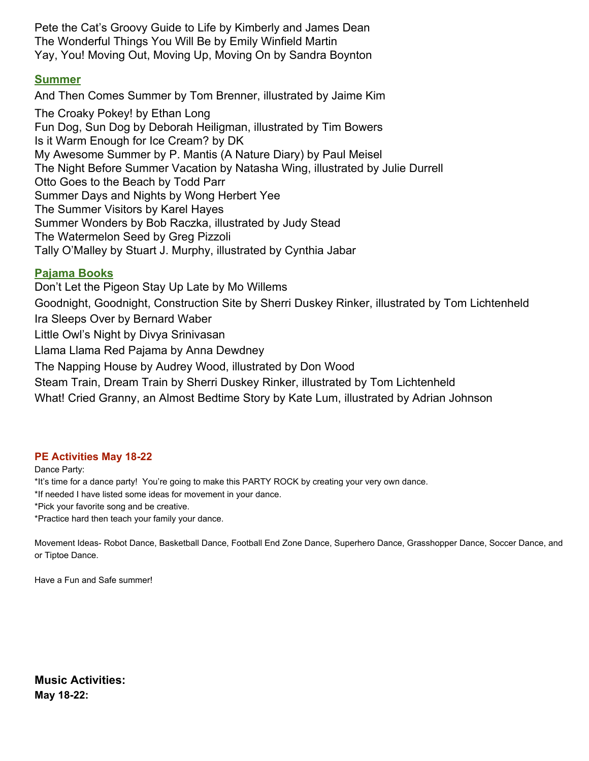Pete the Cat's Groovy Guide to Life by Kimberly and James Dean
The Wonderful Things You Will Be by Emily Winfield Martin
Yay, You! Moving Out, Moving Up, Moving On by Sandra Boynton

## Summer

And Then Comes Summer by Tom Brenner, illustrated by Jaime Kim
The Croaky Pokey! by Ethan Long
Fun Dog, Sun Dog by Deborah Heiligman, illustrated by Tim Bowers
Is it Warm Enough for Ice Cream? by DK
My Awesome Summer by P. Mantis (A Nature Diary) by Paul Meisel
The Night Before Summer Vacation by Natasha Wing, illustrated by Julie Durrell
Otto Goes to the Beach by Todd Parr
Summer Days and Nights by Wong Herbert Yee
The Summer Visitors by Karel Hayes
Summer Wonders by Bob Raczka, illustrated by Judy Stead
The Watermelon Seed by Greg Pizzoli
Tally O'Malley by Stuart J. Murphy, illustrated by Cynthia Jabar

## Pajama Books

Don't Let the Pigeon Stay Up Late by Mo Willems
Goodnight, Goodnight, Construction Site by Sherri Duskey Rinker, illustrated by Tom Lichtenheld
Ira Sleeps Over by Bernard Waber
Little Owl's Night by Divya Srinivasan
Llama Llama Red Pajama by Anna Dewdney
The Napping House by Audrey Wood, illustrated by Don Wood
Steam Train, Dream Train by Sherri Duskey Rinker, illustrated by Tom Lichtenheld
What! Cried Granny, an Almost Bedtime Story by Kate Lum, illustrated by Adrian Johnson

## PE Activities May 18-22

Dance Party:
*It's time for a dance party! You're going to make this PARTY ROCK by creating your very own dance.
*If needed I have listed some ideas for movement in your dance.
*Pick your favorite song and be creative.
*Practice hard then teach your family your dance.

Movement Ideas- Robot Dance, Basketball Dance, Football End Zone Dance, Superhero Dance, Grasshopper Dance, Soccer Dance, and or Tiptoe Dance.

Have a Fun and Safe summer!

## Music Activities:

**May 18-22:**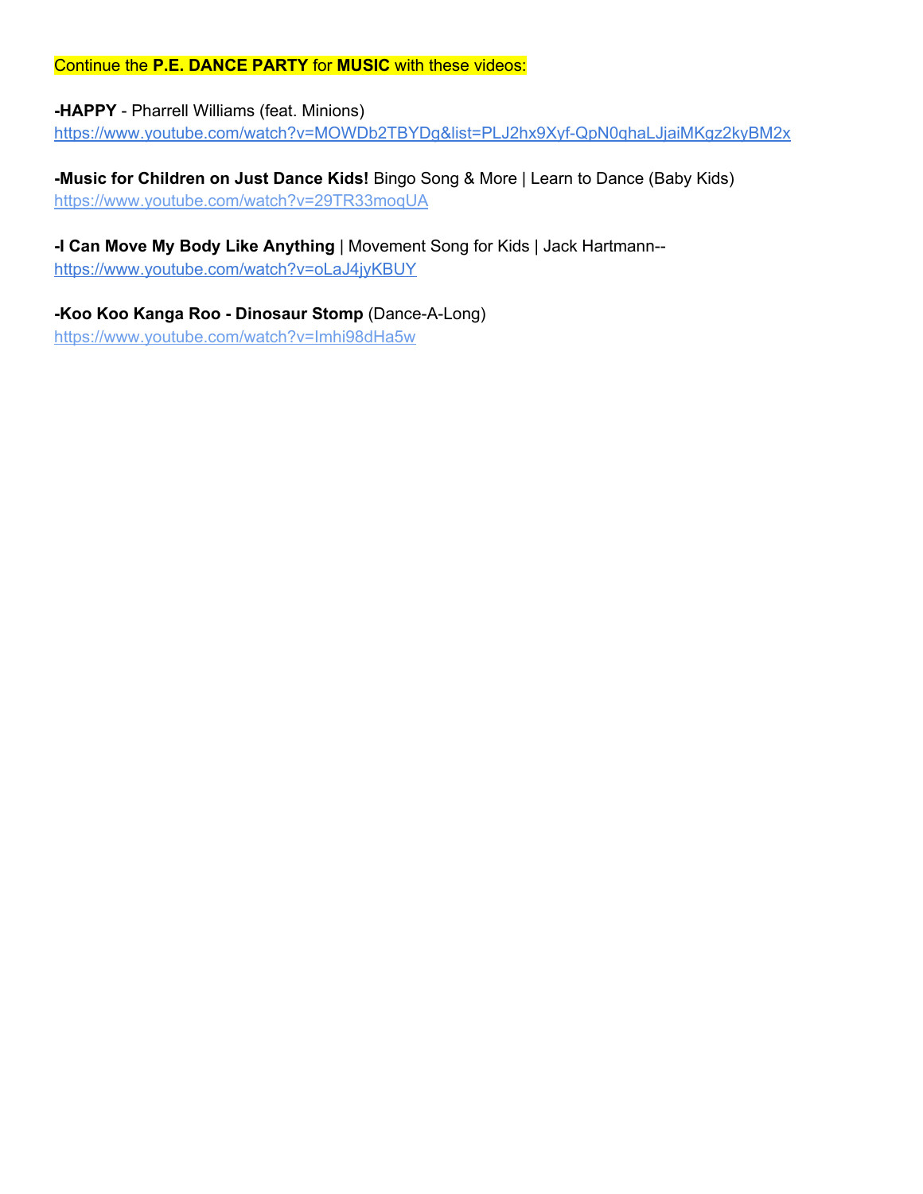Continue the **P.E. DANCE PARTY** for **MUSIC** with these videos:

**-HAPPY** - Pharrell Williams (feat. Minions)
https://www.youtube.com/watch?v=MOWDb2TBYDg&list=PLJ2hx9Xyf-QpN0qhaLJjaiMKgz2kyBM2x

**-Music for Children on Just Dance Kids!** Bingo Song & More | Learn to Dance (Baby Kids)
https://www.youtube.com/watch?v=29TR33moqUA

**-I Can Move My Body Like Anything** | Movement Song for Kids | Jack Hartmann--
https://www.youtube.com/watch?v=oLaJ4jyKBUY

**-Koo Koo Kanga Roo - Dinosaur Stomp** (Dance-A-Long)
https://www.youtube.com/watch?v=Imhi98dHa5w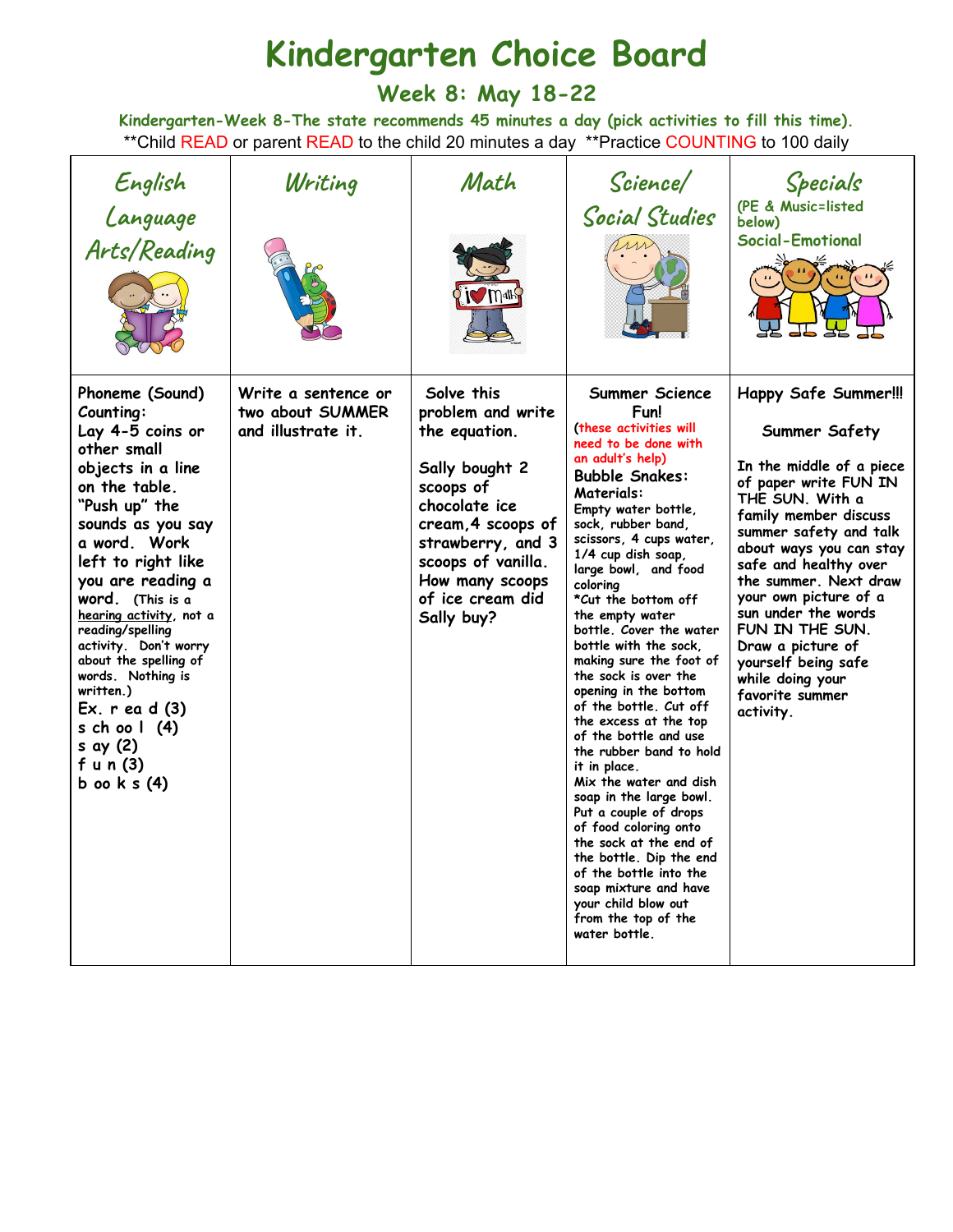# Kindergarten Choice Board

## Week 8: May 18-22

**Kindergarten-Week 8-The state recommends 45 minutes a day (pick activities to fill this time).**

**Child READ or parent READ to the child 20 minutes a day **Practice COUNTING to 100 daily

| English Language Arts/Reading | Writing | Math | Science/ Social Studies | Specials (PE & Music=listed below) Social-Emotional |
|---|---|---|---|---|
| Phoneme (Sound) Counting: Lay 4-5 coins or other small objects in a line on the table. "Push up" the sounds as you say a word. Work left to right like you are reading a word. (This is a hearing activity, not a reading/spelling activity. Don't worry about the spelling of words. Nothing is written.)<br>Ex. r ea d (3)<br>s ch oo l (4)<br>s ay (2)<br>f u n (3)<br>b oo k s (4) | Write a sentence or two about SUMMER and illustrate it. | Solve this problem and write the equation.<br><br>Sally bought 2 scoops of chocolate ice cream, 4 scoops of strawberry, and 3 scoops of vanilla. How many scoops of ice cream did Sally buy? | **Summer Science Fun!**<br>(these activities will need to be done with an adult's help)<br>**Bubble Snakes:**<br>Materials:<br>Empty water bottle, sock, rubber band, scissors, 4 cups water, 1/4 cup dish soap, large bowl, and food coloring<br>*Cut the bottom off the empty water bottle. Cover the water bottle with the sock, making sure the foot of the sock is over the opening in the bottom of the bottle. Cut off the excess at the top of the bottle and use the rubber band to hold it in place.<br>Mix the water and dish soap in the large bowl. Put a couple of drops of food coloring onto the sock at the end of the bottle. Dip the end of the bottle into the soap mixture and have your child blow out from the top of the water bottle. | **Happy Safe Summer!!!**<br><br>**Summer Safety**<br><br>In the middle of a piece of paper write FUN IN THE SUN. With a family member discuss summer safety and talk about ways you can stay safe and healthy over the summer. Next draw your own picture of a sun under the words FUN IN THE SUN. Draw a picture of yourself being safe while doing your favorite summer activity. |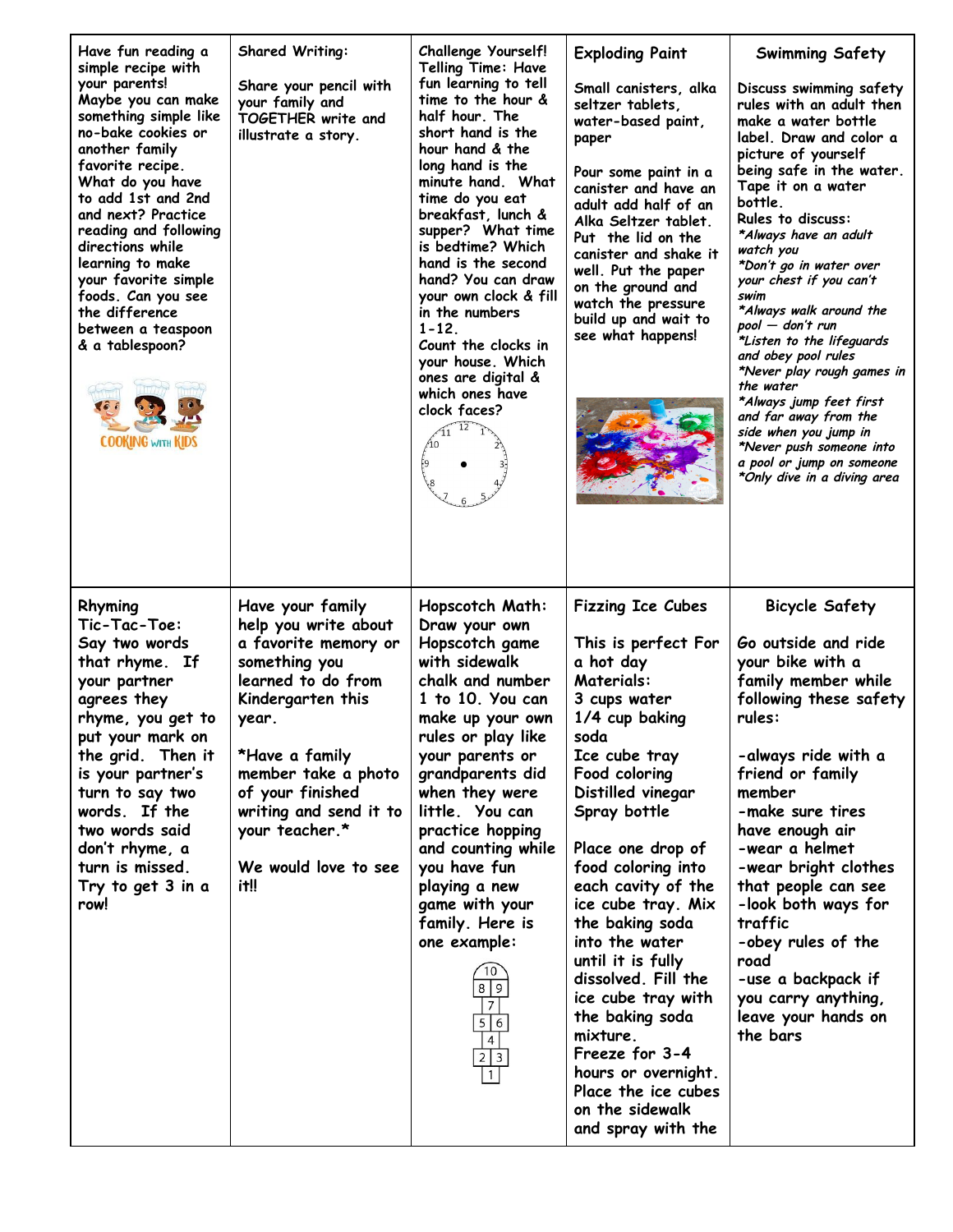| Have fun reading a simple recipe with your parents! Maybe you can make something simple like no-bake cookies or another family favorite recipe. What do you have to add 1st and 2nd and next? Practice reading and following directions while learning to make your favorite simple foods. Can you see the difference between a teaspoon & a tablespoon?<br><br>COOKING WITH KIDS | Shared Writing:<br><br>Share your pencil with your family and TOGETHER write and illustrate a story. | Challenge Yourself! Telling Time: Have fun learning to tell time to the hour & half hour. The short hand is the hour hand & the long hand is the minute hand. What time do you eat breakfast, lunch & supper? What time is bedtime? Which hand is the second hand? You can draw your own clock & fill in the numbers 1-12. Count the clocks in your house. Which ones are digital & which ones have clock faces? | **Exploding Paint**<br><br>Small canisters, alka seltzer tablets, water-based paint, paper<br><br>Pour some paint in a canister and have an adult add half of an Alka Seltzer tablet. Put the lid on the canister and shake it well. Put the paper on the ground and watch the pressure build up and wait to see what happens! | **Swimming Safety**<br><br>Discuss swimming safety rules with an adult then make a water bottle label. Draw and color a picture of yourself being safe in the water. Tape it on a water bottle.<br>Rules to discuss:<br>*\*Always have an adult watch you*<br>*\*Don't go in water over your chest if you can't swim*<br>*\*Always walk around the pool — don't run*<br>*\*Listen to the lifeguards and obey pool rules*<br>*\*Never play rough games in the water*<br>*\*Always jump feet first and far away from the side when you jump in*<br>*\*Never push someone into a pool or jump on someone*<br>*\*Only dive in a diving area* |
|---|---|---|---|---|
| Rhyming Tic-Tac-Toe: Say two words that rhyme. If your partner agrees they rhyme, you get to put your mark on the grid. Then it is your partner's turn to say two words. If the two words said don't rhyme, a turn is missed. Try to get 3 in a row! | Have your family help you write about a favorite memory or something you learned to do from Kindergarten this year.<br><br>\*Have a family member take a photo of your finished writing and send it to your teacher.\*<br><br>We would love to see it!! | Hopscotch Math: Draw your own Hopscotch game with sidewalk chalk and number 1 to 10. You can make up your own rules or play like your parents or grandparents did when they were little. You can practice hopping and counting while you have fun playing a new game with your family. Here is one example:<br><br>10<br>8 9<br>7<br>5 6<br>4<br>2 3<br>1 | **Fizzing Ice Cubes**<br><br>This is perfect For a hot day<br>Materials:<br>3 cups water<br>1/4 cup baking soda<br>Ice cube tray<br>Food coloring<br>Distilled vinegar<br>Spray bottle<br><br>Place one drop of food coloring into each cavity of the ice cube tray. Mix the baking soda into the water until it is fully dissolved. Fill the ice cube tray with the baking soda mixture.<br>Freeze for 3-4 hours or overnight.<br>Place the ice cubes on the sidewalk and spray with the | **Bicycle Safety**<br><br>Go outside and ride your bike with a family member while following these safety rules:<br><br>-always ride with a friend or family member<br>-make sure tires have enough air<br>-wear a helmet<br>-wear bright clothes that people can see<br>-look both ways for traffic<br>-obey rules of the road<br>-use a backpack if you carry anything, leave your hands on the bars |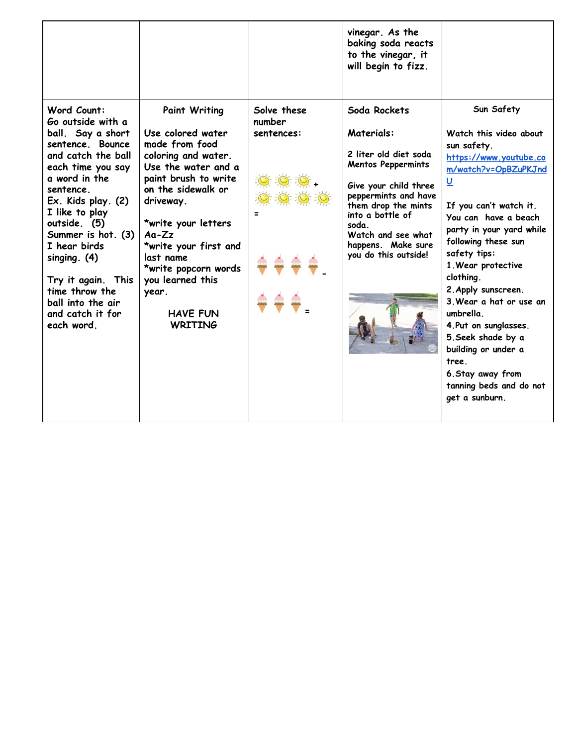| | | | vinegar. As the baking soda reacts to the vinegar, it will begin to fizz. | |
|---|---|---|---|---|
| Word Count:<br>Go outside with a ball. Say a short sentence. Bounce and catch the ball each time you say a word in the sentence.<br>Ex. Kids play. (2)<br>I like to play outside. (5)<br>Summer is hot. (3)<br>I hear birds singing. (4)<br><br>Try it again. This time throw the ball into the air and catch it for each word. | Paint Writing<br><br>Use colored water made from food coloring and water. Use the water and a paint brush to write on the sidewalk or driveway.<br><br>*write your letters Aa-Zz<br>*write your first and last name<br>*write popcorn words you learned this year.<br><br>HAVE FUN WRITING | Solve these number sentences:<br><br>+<br><br>=<br><br>-<br><br>= | Soda Rockets<br><br>Materials:<br><br>2 liter old diet soda<br>Mentos Peppermints<br><br>Give your child three peppermints and have them drop the mints into a bottle of soda.<br>Watch and see what happens. Make sure you do this outside! | Sun Safety<br><br>Watch this video about sun safety.<br>https://www.youtube.com/watch?v=OpBZuPKJndU<br><br>If you can't watch it. You can have a beach party in your yard while following these sun safety tips:<br>1. Wear protective clothing.<br>2. Apply sunscreen.<br>3. Wear a hat or use an umbrella.<br>4. Put on sunglasses.<br>5. Seek shade by a building or under a tree.<br>6. Stay away from tanning beds and do not get a sunburn. |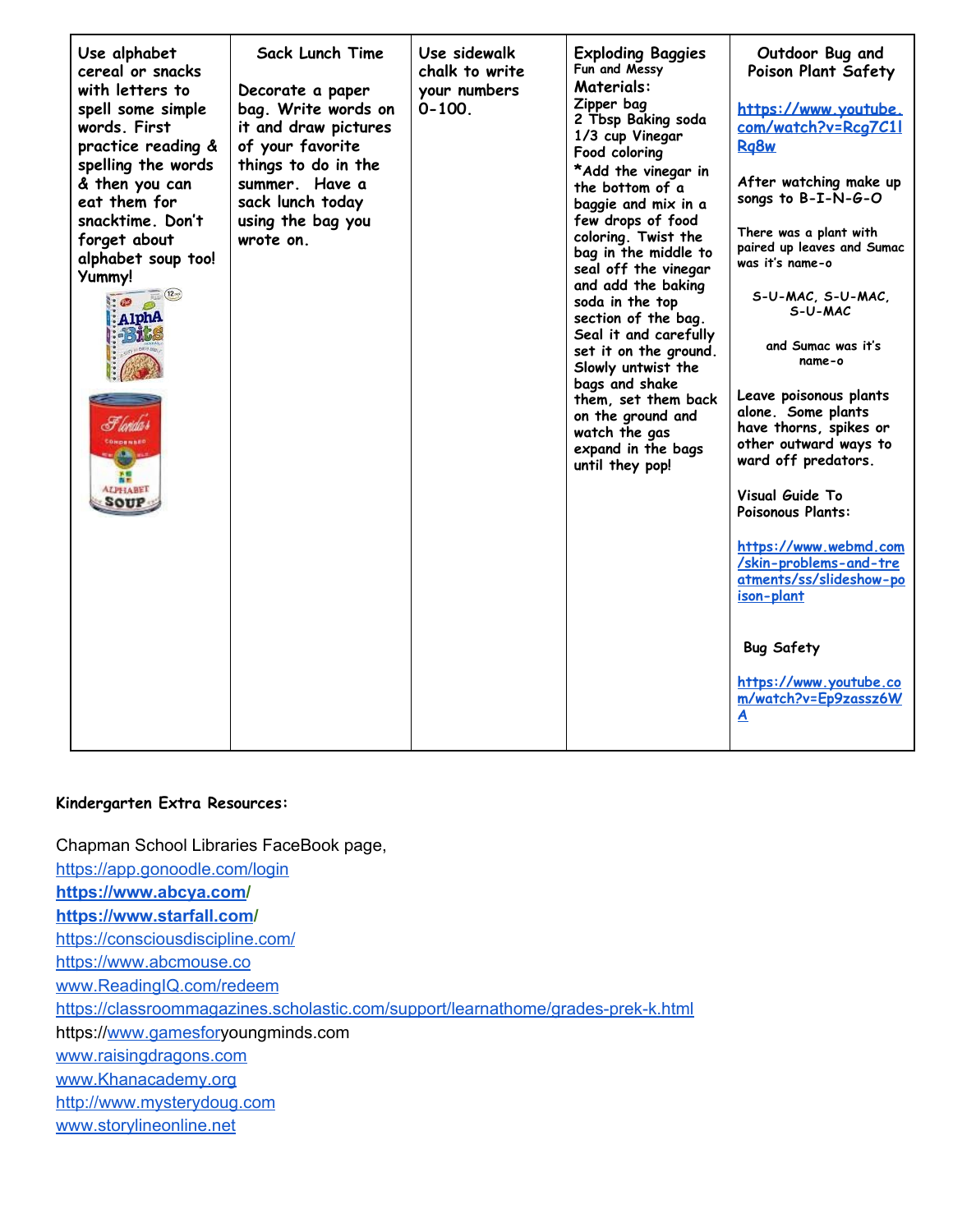| Use alphabet cereal or snacks with letters to spell some simple words. First practice reading & spelling the words & then you can eat them for snacktime. Don't forget about alphabet soup too! Yummy! | Sack Lunch Time<br><br>Decorate a paper bag. Write words on it and draw pictures of your favorite things to do in the summer. Have a sack lunch today using the bag you wrote on. | Use sidewalk chalk to write your numbers 0-100. | Exploding Baggies<br>Fun and Messy<br>Materials:<br>Zipper bag<br>2 Tbsp Baking soda<br>1/3 cup Vinegar<br>Food coloring<br>*Add the vinegar in the bottom of a baggie and mix in a few drops of food coloring. Twist the bag in the middle to seal off the vinegar and add the baking soda in the top section of the bag. Seal it and carefully set it on the ground. Slowly untwist the bags and shake them, set them back on the ground and watch the gas expand in the bags until they pop! | Outdoor Bug and Poison Plant Safety<br><br>https://www.youtube.com/watch?v=Rcg7C1lRq8w<br><br>After watching make up songs to B-I-N-G-O<br><br>There was a plant with paired up leaves and Sumac was it's name-o<br><br>S-U-MAC, S-U-MAC, S-U-MAC<br><br>and Sumac was it's name-o<br><br>Leave poisonous plants alone. Some plants have thorns, spikes or other outward ways to ward off predators.<br><br>Visual Guide To Poisonous Plants:<br><br>https://www.webmd.com/skin-problems-and-treatments/ss/slideshow-poison-plant<br><br>Bug Safety<br><br>https://www.youtube.com/watch?v=Ep9zassz6WA |
|---|---|---|---|---|

**Kindergarten Extra Resources:**

Chapman School Libraries FaceBook page,
https://app.gonoodle.com/login
**https://www.abcya.com/**
**https://www.starfall.com/**
https://consciousdiscipline.com/
https://www.abcmouse.co
www.ReadingIQ.com/redeem
https://classroommagazines.scholastic.com/support/learnathome/grades-prek-k.html
https://www.gamesforyoungminds.com
www.raisingdragons.com
www.Khanacademy.org
http://www.mysterydoug.com
www.storylineonline.net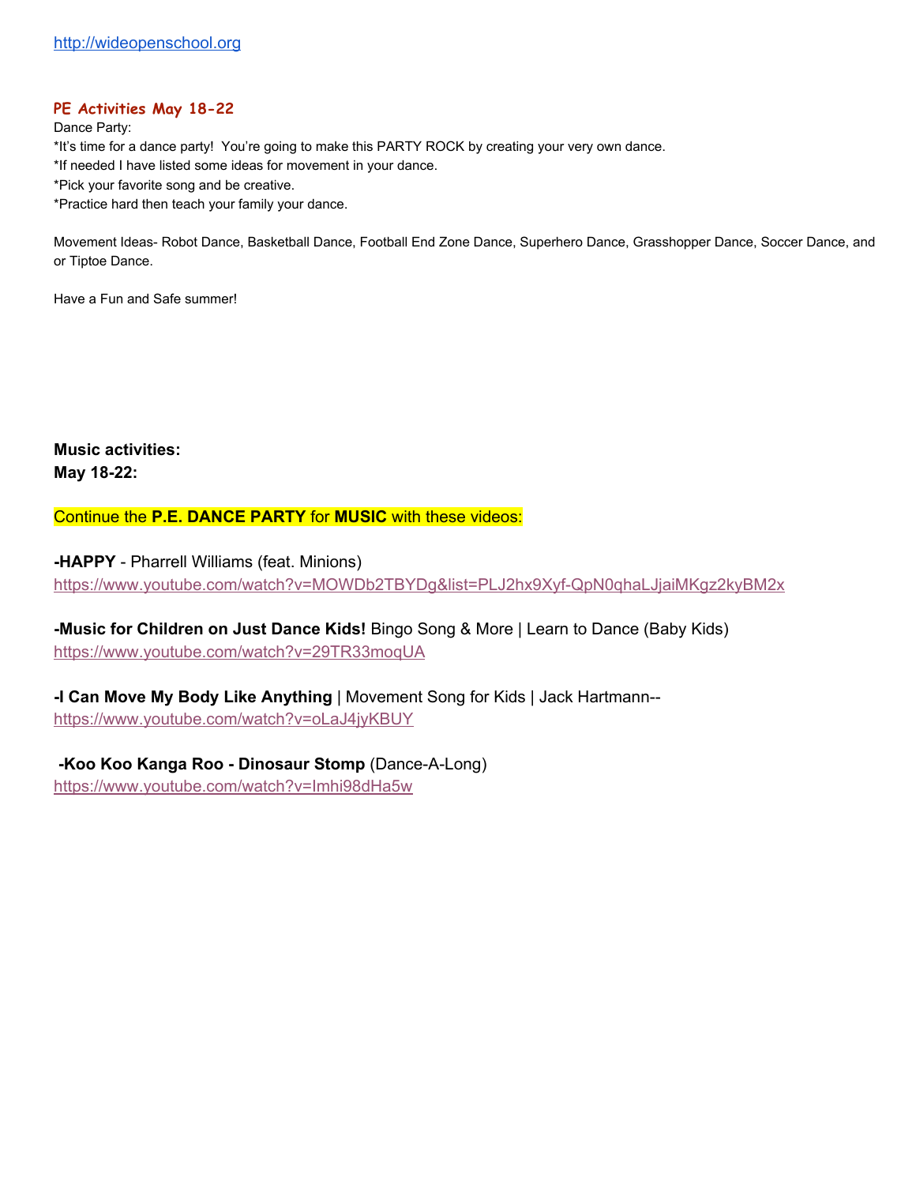http://wideopenschool.org

## PE Activities May 18-22

Dance Party:

*It's time for a dance party!  You're going to make this PARTY ROCK by creating your very own dance.
*If needed I have listed some ideas for movement in your dance.
*Pick your favorite song and be creative.
*Practice hard then teach your family your dance.

Movement Ideas- Robot Dance, Basketball Dance, Football End Zone Dance, Superhero Dance, Grasshopper Dance, Soccer Dance, and or Tiptoe Dance.

Have a Fun and Safe summer!

**Music activities:**
**May 18-22:**

Continue the **P.E. DANCE PARTY** for **MUSIC** with these videos:

**-HAPPY** - Pharrell Williams (feat. Minions)
https://www.youtube.com/watch?v=MOWDb2TBYDg&list=PLJ2hx9Xyf-QpN0qhaLJjaiMKgz2kyBM2x

**-Music for Children on Just Dance Kids!** Bingo Song & More | Learn to Dance (Baby Kids)
https://www.youtube.com/watch?v=29TR33moqUA

**-I Can Move My Body Like Anything** | Movement Song for Kids | Jack Hartmann--
https://www.youtube.com/watch?v=oLaJ4jyKBUY

**-Koo Koo Kanga Roo - Dinosaur Stomp** (Dance-A-Long)
https://www.youtube.com/watch?v=Imhi98dHa5w